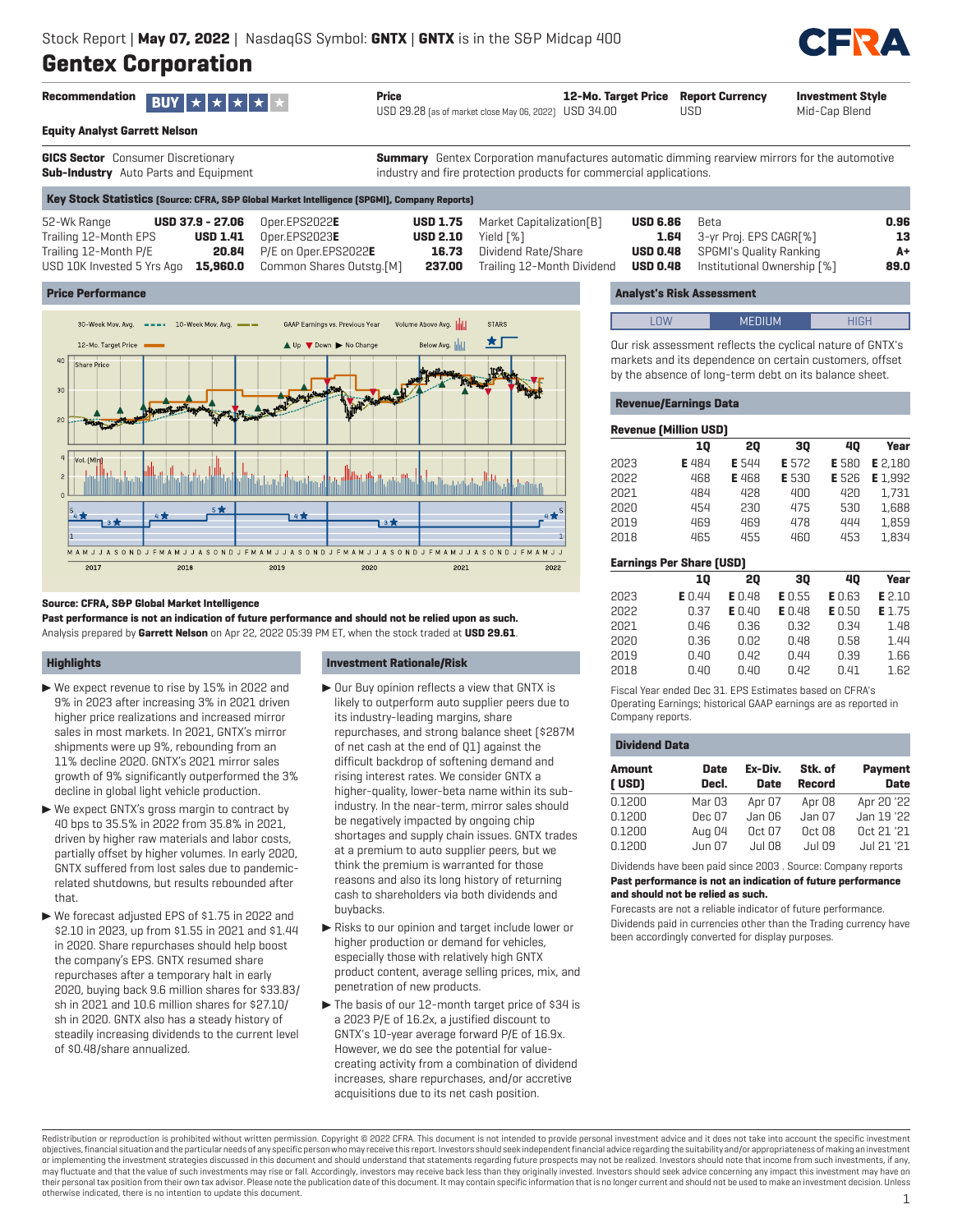Stock Report | **May 07, 2022** | NasdaqGS Symbol: **GNTX** | **GNTX** is in the S&P Midcap 400

# Gentex Corporation

| Recommendation | Price | 12-Mo. Target Price | Report Currency | Investment Style |
|---|---|---|---|---|
| BUY ★★★★★ (4 stars) | USD 29.28 (as of market close May 06, 2022) | USD 34.00 | USD | Mid-Cap Blend |

**Equity Analyst Garrett Nelson**

**GICS Sector** Consumer Discretionary
**Sub-Industry** Auto Parts and Equipment

**Summary** Gentex Corporation manufactures automatic dimming rearview mirrors for the automotive industry and fire protection products for commercial applications.

## Key Stock Statistics (Source: CFRA, S&P Global Market Intelligence (SPGMI), Company Reports)

| | | | | | | | |
|---|---|---|---|---|---|---|---|
| 52-Wk Range | USD 37.9 - 27.06 | Oper.EPS2022**E** | USD 1.75 | Market Capitalization[B] | USD 6.86 | Beta | 0.96 |
| Trailing 12-Month EPS | USD 1.41 | Oper.EPS2023**E** | USD 2.10 | Yield [%] | 1.64 | 3-yr Proj. EPS CAGR[%] | 13 |
| Trailing 12-Month P/E | 20.84 | P/E on Oper.EPS2022**E** | 16.73 | Dividend Rate/Share | USD 0.48 | SPGMI's Quality Ranking | A+ |
| USD 10K Invested 5 Yrs Ago | 15,960.0 | Common Shares Outstg.[M] | 237.00 | Trailing 12-Month Dividend | USD 0.48 | Institutional Ownership [%] | 89.0 |

## Price Performance

**Source: CFRA, S&P Global Market Intelligence**

**Past performance is not an indication of future performance and should not be relied upon as such.**

Analysis prepared by **Garrett Nelson** on Apr 22, 2022 05:39 PM ET, when the stock traded at **USD 29.61**.

## Analyst's Risk Assessment

LOW | **MEDIUM** | HIGH

Our risk assessment reflects the cyclical nature of GNTX's markets and its dependence on certain customers, offset by the absence of long-term debt on its balance sheet.

## Revenue/Earnings Data

**Revenue (Million USD)**

| | 1Q | 2Q | 3Q | 4Q | Year |
|---|---|---|---|---|---|
| 2023 | **E** 484 | **E** 544 | **E** 572 | **E** 580 | **E** 2,180 |
| 2022 | 468 | **E** 468 | **E** 530 | **E** 526 | **E** 1,992 |
| 2021 | 484 | 428 | 400 | 420 | 1,731 |
| 2020 | 454 | 230 | 475 | 530 | 1,688 |
| 2019 | 469 | 469 | 478 | 444 | 1,859 |
| 2018 | 465 | 455 | 460 | 453 | 1,834 |

**Earnings Per Share (USD)**

| | 1Q | 2Q | 3Q | 4Q | Year |
|---|---|---|---|---|---|
| 2023 | **E** 0.44 | **E** 0.48 | **E** 0.55 | **E** 0.63 | **E** 2.10 |
| 2022 | 0.37 | **E** 0.40 | **E** 0.48 | **E** 0.50 | **E** 1.75 |
| 2021 | 0.46 | 0.36 | 0.32 | 0.34 | 1.48 |
| 2020 | 0.36 | 0.02 | 0.48 | 0.58 | 1.44 |
| 2019 | 0.40 | 0.42 | 0.44 | 0.39 | 1.66 |
| 2018 | 0.40 | 0.40 | 0.42 | 0.41 | 1.62 |

Fiscal Year ended Dec 31. EPS Estimates based on CFRA's Operating Earnings; historical GAAP earnings are as reported in Company reports.

## Dividend Data

| Amount (USD) | Date Decl. | Ex-Div. Date | Stk. of Record | Payment Date |
|---|---|---|---|---|
| 0.1200 | Mar 03 | Apr 07 | Apr 08 | Apr 20 '22 |
| 0.1200 | Dec 07 | Jan 06 | Jan 07 | Jan 19 '22 |
| 0.1200 | Aug 04 | Oct 07 | Oct 08 | Oct 21 '21 |
| 0.1200 | Jun 07 | Jul 08 | Jul 09 | Jul 21 '21 |

Dividends have been paid since 2003 . Source: Company reports

**Past performance is not an indication of future performance and should not be relied upon as such.**

Forecasts are not a reliable indicator of future performance.

Dividends paid in currencies other than the Trading currency have been accordingly converted for display purposes.

## Highlights

- We expect revenue to rise by 15% in 2022 and 9% in 2023 after increasing 3% in 2021 driven higher price realizations and increased mirror sales in most markets. In 2021, GNTX's mirror shipments were up 9%, rebounding from an 11% decline 2020. GNTX's 2021 mirror sales growth of 9% significantly outperformed the 3% decline in global light vehicle production.
- We expect GNTX's gross margin to contract by 40 bps to 35.5% in 2022 from 35.8% in 2021, driven by higher raw materials and labor costs, partially offset by higher volumes. In early 2020, GNTX suffered from lost sales due to pandemic-related shutdowns, but results rebounded after that.
- We forecast adjusted EPS of $1.75 in 2022 and $2.10 in 2023, up from $1.55 in 2021 and $1.44 in 2020. Share repurchases should help boost the company's EPS. GNTX resumed share repurchases after a temporary halt in early 2020, buying back 9.6 million shares for $33.83/sh in 2021 and 10.6 million shares for $27.10/sh in 2020. GNTX also has a steady history of steadily increasing dividends to the current level of $0.48/share annualized.

## Investment Rationale/Risk

- Our Buy opinion reflects a view that GNTX is likely to outperform auto supplier peers due to its industry-leading margins, share repurchases, and strong balance sheet ($287M of net cash at the end of Q1) against the difficult backdrop of softening demand and rising interest rates. We consider GNTX a higher-quality, lower-beta name within its sub-industry. In the near-term, mirror sales should be negatively impacted by ongoing chip shortages and supply chain issues. GNTX trades at a premium to auto supplier peers, but we think the premium is warranted for those reasons and also its long history of returning cash to shareholders via both dividends and buybacks.
- Risks to our opinion and target include lower or higher production or demand for vehicles, especially those with relatively high GNTX product content, average selling prices, mix, and penetration of new products.
- The basis of our 12-month target price of $34 is a 2023 P/E of 16.2x, a justified discount to GNTX's 10-year average forward P/E of 16.9x. However, we do see the potential for value-creating activity from a combination of dividend increases, share repurchases, and/or accretive acquisitions due to its net cash position.

Redistribution or reproduction is prohibited without written permission. Copyright © 2022 CFRA. This document is not intended to provide personal investment advice and it does not take into account the specific investment objectives, financial situation and the particular needs of any specific person who may receive this report. Investors should seek independent financial advice regarding the suitability and/or appropriateness of making an investment or implementing the investment strategies discussed in this document and should understand that statements regarding future prospects may not be realized. Investors should note that income from such investments, if any, may fluctuate and that the value of such investments may rise or fall. Accordingly, investors may receive back less than they originally invested. Investors should seek advice concerning any impact this investment may have on their personal tax position from their own tax advisor. Please note the publication date of this document. It may contain specific information that is no longer current and should not be used to make an investment decision. Unless otherwise indicated, there is no intention to update this document.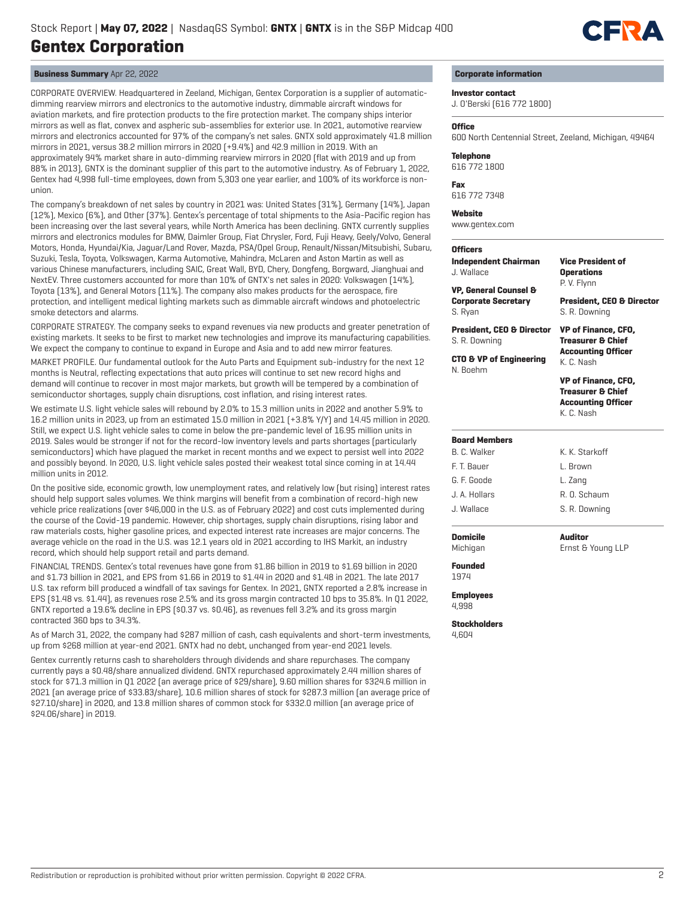# Gentex Corporation

Stock Report | **May 07, 2022** | NasdaqGS Symbol: **GNTX** | **GNTX** is in the S&P Midcap 400

## Business Summary Apr 22, 2022

CORPORATE OVERVIEW. Headquartered in Zeeland, Michigan, Gentex Corporation is a supplier of automatic-dimming rearview mirrors and electronics to the automotive industry, dimmable aircraft windows for aviation markets, and fire protection products to the fire protection market. The company ships interior mirrors as well as flat, convex and aspheric sub-assemblies for exterior use. In 2021, automotive rearview mirrors and electronics accounted for 97% of the company's net sales. GNTX sold approximately 41.8 million mirrors in 2021, versus 38.2 million mirrors in 2020 (+9.4%) and 42.9 million in 2019. With an approximately 94% market share in auto-dimming rearview mirrors in 2020 (flat with 2019 and up from 88% in 2013), GNTX is the dominant supplier of this part to the automotive industry. As of February 1, 2022, Gentex had 4,998 full-time employees, down from 5,303 one year earlier, and 100% of its workforce is non-union.

The company's breakdown of net sales by country in 2021 was: United States (31%), Germany (14%), Japan (12%), Mexico (6%), and Other (37%). Gentex's percentage of total shipments to the Asia-Pacific region has been increasing over the last several years, while North America has been declining. GNTX currently supplies mirrors and electronics modules for BMW, Daimler Group, Fiat Chrysler, Ford, Fuji Heavy, Geely/Volvo, General Motors, Honda, Hyundai/Kia, Jaguar/Land Rover, Mazda, PSA/Opel Group, Renault/Nissan/Mitsubishi, Subaru, Suzuki, Tesla, Toyota, Volkswagen, Karma Automotive, Mahindra, McLaren and Aston Martin as well as various Chinese manufacturers, including SAIC, Great Wall, BYD, Chery, Dongfeng, Borgward, Jianghuai and NextEV. Three customers accounted for more than 10% of GNTX's net sales in 2020: Volkswagen (14%), Toyota (13%), and General Motors (11%). The company also makes products for the aerospace, fire protection, and intelligent medical lighting markets such as dimmable aircraft windows and photoelectric smoke detectors and alarms.

CORPORATE STRATEGY. The company seeks to expand revenues via new products and greater penetration of existing markets. It seeks to be first to market new technologies and improve its manufacturing capabilities. We expect the company to continue to expand in Europe and Asia and to add new mirror features.

MARKET PROFILE. Our fundamental outlook for the Auto Parts and Equipment sub-industry for the next 12 months is Neutral, reflecting expectations that auto prices will continue to set new record highs and demand will continue to recover in most major markets, but growth will be tempered by a combination of semiconductor shortages, supply chain disruptions, cost inflation, and rising interest rates.

We estimate U.S. light vehicle sales will rebound by 2.0% to 15.3 million units in 2022 and another 5.9% to 16.2 million units in 2023, up from an estimated 15.0 million in 2021 (+3.8% Y/Y) and 14.45 million in 2020. Still, we expect U.S. light vehicle sales to come in below the pre-pandemic level of 16.95 million units in 2019. Sales would be stronger if not for the record-low inventory levels and parts shortages (particularly semiconductors) which have plagued the market in recent months and we expect to persist well into 2022 and possibly beyond. In 2020, U.S. light vehicle sales posted their weakest total since coming in at 14.44 million units in 2012.

On the positive side, economic growth, low unemployment rates, and relatively low (but rising) interest rates should help support sales volumes. We think margins will benefit from a combination of record-high new vehicle price realizations (over $46,000 in the U.S. as of February 2022) and cost cuts implemented during the course of the Covid-19 pandemic. However, chip shortages, supply chain disruptions, rising labor and raw materials costs, higher gasoline prices, and expected interest rate increases are major concerns. The average vehicle on the road in the U.S. was 12.1 years old in 2021 according to IHS Markit, an industry record, which should help support retail and parts demand.

FINANCIAL TRENDS. Gentex's total revenues have gone from $1.86 billion in 2019 to $1.69 billion in 2020 and $1.73 billion in 2021, and EPS from $1.66 in 2019 to $1.44 in 2020 and $1.48 in 2021. The late 2017 U.S. tax reform bill produced a windfall of tax savings for Gentex. In 2021, GNTX reported a 2.8% increase in EPS ($1.48 vs. $1.44), as revenues rose 2.5% and its gross margin contracted 10 bps to 35.8%. In Q1 2022, GNTX reported a 19.6% decline in EPS ($0.37 vs. $0.46), as revenues fell 3.2% and its gross margin contracted 360 bps to 34.3%.

As of March 31, 2022, the company had $287 million of cash, cash equivalents and short-term investments, up from $268 million at year-end 2021. GNTX had no debt, unchanged from year-end 2021 levels.

Gentex currently returns cash to shareholders through dividends and share repurchases. The company currently pays a $0.48/share annualized dividend. GNTX repurchased approximately 2.44 million shares of stock for $71.3 million in Q1 2022 (an average price of $29/share), 9.60 million shares for $324.6 million in 2021 (an average price of $33.83/share), 10.6 million shares of stock for $287.3 million (an average price of $27.10/share) in 2020, and 13.8 million shares of common stock for $332.0 million (an average price of $24.06/share) in 2019.

## Corporate information

**Investor contact**
J. O'Berski (616 772 1800)

**Office**
600 North Centennial Street, Zeeland, Michigan, 49464

**Telephone**
616 772 1800

**Fax**
616 772 7348

**Website**
www.gentex.com

**Officers**

**Independent Chairman**
J. Wallace

**VP, General Counsel & Corporate Secretary**
S. Ryan

**President, CEO & Director**
S. R. Downing

**CTO & VP of Engineering**
N. Boehm

**Vice President of Operations**
P. V. Flynn

**President, CEO & Director**
S. R. Downing

**VP of Finance, CFO, Treasurer & Chief Accounting Officer**
K. C. Nash

**VP of Finance, CFO, Treasurer & Chief Accounting Officer**
K. C. Nash

**Board Members**

| | |
|---|---|
| B. C. Walker | K. K. Starkoff |
| F. T. Bauer | L. Brown |
| G. F. Goode | L. Zang |
| J. A. Hollars | R. O. Schaum |
| J. Wallace | S. R. Downing |

**Domicile**
Michigan

**Auditor**
Ernst & Young LLP

**Founded**
1974

**Employees**
4,998

**Stockholders**
4,604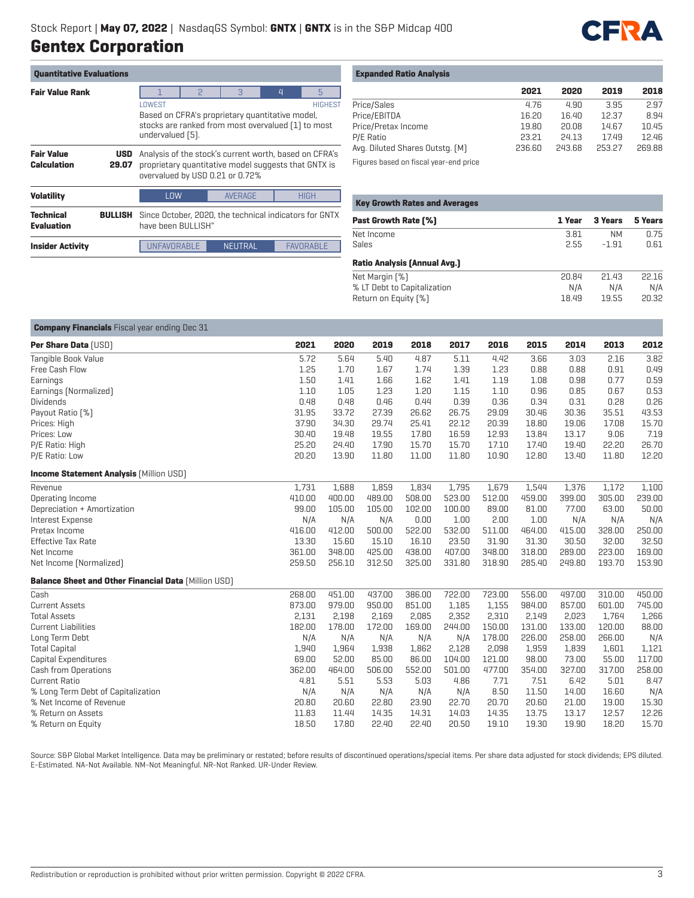Stock Report | **May 07, 2022** | NasdaqGS Symbol: **GNTX** | **GNTX** is in the S&P Midcap 400

# Gentex Corporation

## Quantitative Evaluations

| | | |
|---|---|---|
| **Fair Value Rank** | | 1 · 2 · 3 · **4** · 5 (LOWEST → HIGHEST). Based on CFRA's proprietary quantitative model, stocks are ranked from most overvalued (1) to most undervalued (5). |
| **Fair Value Calculation** | **USD 29.07** | Analysis of the stock's current worth, based on CFRA's proprietary quantitative model suggests that GNTX is overvalued by USD 0.21 or 0.72% |
| **Volatility** | | **LOW** · AVERAGE · HIGH |
| **Technical Evaluation** | **BULLISH** | Since October, 2020, the technical indicators for GNTX have been BULLISH" |
| **Insider Activity** | | UNFAVORABLE · **NEUTRAL** · FAVORABLE |

## Expanded Ratio Analysis

| | 2021 | 2020 | 2019 | 2018 |
|---|---|---|---|---|
| Price/Sales | 4.76 | 4.90 | 3.95 | 2.97 |
| Price/EBITDA | 16.20 | 16.40 | 12.37 | 8.94 |
| Price/Pretax Income | 19.80 | 20.08 | 14.67 | 10.45 |
| P/E Ratio | 23.21 | 24.13 | 17.49 | 12.46 |
| Avg. Diluted Shares Outstg. (M) | 236.60 | 243.68 | 253.27 | 269.88 |

Figures based on fiscal year-end price

## Key Growth Rates and Averages

| Past Growth Rate (%) | 1 Year | 3 Years | 5 Years |
|---|---|---|---|
| Net Income | 3.81 | NM | 0.75 |
| Sales | 2.55 | -1.91 | 0.61 |
| **Ratio Analysis (Annual Avg.)** | | | |
| Net Margin (%) | 20.84 | 21.43 | 22.16 |
| % LT Debt to Capitalization | N/A | N/A | N/A |
| Return on Equity (%) | 18.49 | 19.55 | 20.32 |

## Company Financials Fiscal year ending Dec 31

| Per Share Data (USD) | 2021 | 2020 | 2019 | 2018 | 2017 | 2016 | 2015 | 2014 | 2013 | 2012 |
|---|---|---|---|---|---|---|---|---|---|---|
| Tangible Book Value | 5.72 | 5.64 | 5.40 | 4.87 | 5.11 | 4.42 | 3.66 | 3.03 | 2.16 | 3.82 |
| Free Cash Flow | 1.25 | 1.70 | 1.67 | 1.74 | 1.39 | 1.23 | 0.88 | 0.88 | 0.91 | 0.49 |
| Earnings | 1.50 | 1.41 | 1.66 | 1.62 | 1.41 | 1.19 | 1.08 | 0.98 | 0.77 | 0.59 |
| Earnings (Normalized) | 1.10 | 1.05 | 1.23 | 1.20 | 1.15 | 1.10 | 0.96 | 0.85 | 0.67 | 0.53 |
| Dividends | 0.48 | 0.48 | 0.46 | 0.44 | 0.39 | 0.36 | 0.34 | 0.31 | 0.28 | 0.26 |
| Payout Ratio (%) | 31.95 | 33.72 | 27.39 | 26.62 | 26.75 | 29.09 | 30.46 | 30.36 | 35.51 | 43.53 |
| Prices: High | 37.90 | 34.30 | 29.74 | 25.41 | 22.12 | 20.39 | 18.80 | 19.06 | 17.08 | 15.70 |
| Prices: Low | 30.40 | 19.48 | 19.55 | 17.80 | 16.59 | 12.93 | 13.84 | 13.17 | 9.06 | 7.19 |
| P/E Ratio: High | 25.20 | 24.40 | 17.90 | 15.70 | 15.70 | 17.10 | 17.40 | 19.40 | 22.20 | 26.70 |
| P/E Ratio: Low | 20.20 | 13.90 | 11.80 | 11.00 | 11.80 | 10.90 | 12.80 | 13.40 | 11.80 | 12.20 |
| **Income Statement Analysis** (Million USD) | | | | | | | | | | |
| Revenue | 1,731 | 1,688 | 1,859 | 1,834 | 1,795 | 1,679 | 1,544 | 1,376 | 1,172 | 1,100 |
| Operating Income | 410.00 | 400.00 | 489.00 | 508.00 | 523.00 | 512.00 | 459.00 | 399.00 | 305.00 | 239.00 |
| Depreciation + Amortization | 99.00 | 105.00 | 105.00 | 102.00 | 100.00 | 89.00 | 81.00 | 77.00 | 63.00 | 50.00 |
| Interest Expense | N/A | N/A | N/A | 0.00 | 1.00 | 2.00 | 1.00 | N/A | N/A | N/A |
| Pretax Income | 416.00 | 412.00 | 500.00 | 522.00 | 532.00 | 511.00 | 464.00 | 415.00 | 328.00 | 250.00 |
| Effective Tax Rate | 13.30 | 15.60 | 15.10 | 16.10 | 23.50 | 31.90 | 31.30 | 30.50 | 32.00 | 32.50 |
| Net Income | 361.00 | 348.00 | 425.00 | 438.00 | 407.00 | 348.00 | 318.00 | 289.00 | 223.00 | 169.00 |
| Net Income (Normalized) | 259.50 | 256.10 | 312.50 | 325.00 | 331.80 | 318.90 | 285.40 | 249.80 | 193.70 | 153.90 |
| **Balance Sheet and Other Financial Data** (Million USD) | | | | | | | | | | |
| Cash | 268.00 | 451.00 | 437.00 | 386.00 | 722.00 | 723.00 | 556.00 | 497.00 | 310.00 | 450.00 |
| Current Assets | 873.00 | 979.00 | 950.00 | 851.00 | 1,185 | 1,155 | 984.00 | 857.00 | 601.00 | 745.00 |
| Total Assets | 2,131 | 2,198 | 2,169 | 2,085 | 2,352 | 2,310 | 2,149 | 2,023 | 1,764 | 1,266 |
| Current Liabilities | 182.00 | 178.00 | 172.00 | 169.00 | 244.00 | 150.00 | 131.00 | 133.00 | 120.00 | 88.00 |
| Long Term Debt | N/A | N/A | N/A | N/A | N/A | 178.00 | 226.00 | 258.00 | 266.00 | N/A |
| Total Capital | 1,940 | 1,964 | 1,938 | 1,862 | 2,128 | 2,098 | 1,959 | 1,839 | 1,601 | 1,121 |
| Capital Expenditures | 69.00 | 52.00 | 85.00 | 86.00 | 104.00 | 121.00 | 98.00 | 73.00 | 55.00 | 117.00 |
| Cash from Operations | 362.00 | 464.00 | 506.00 | 552.00 | 501.00 | 477.00 | 354.00 | 327.00 | 317.00 | 258.00 |
| Current Ratio | 4.81 | 5.51 | 5.53 | 5.03 | 4.86 | 7.71 | 7.51 | 6.42 | 5.01 | 8.47 |
| % Long Term Debt of Capitalization | N/A | N/A | N/A | N/A | N/A | 8.50 | 11.50 | 14.00 | 16.60 | N/A |
| % Net Income of Revenue | 20.80 | 20.60 | 22.80 | 23.90 | 22.70 | 20.70 | 20.60 | 21.00 | 19.00 | 15.30 |
| % Return on Assets | 11.83 | 11.44 | 14.35 | 14.31 | 14.03 | 14.35 | 13.75 | 13.17 | 12.57 | 12.26 |
| % Return on Equity | 18.50 | 17.80 | 22.40 | 22.40 | 20.50 | 19.10 | 19.30 | 19.90 | 18.20 | 15.70 |

Source: S&P Global Market Intelligence. Data may be preliminary or restated; before results of discontinued operations/special items. Per share data adjusted for stock dividends; EPS diluted. E-Estimated. NA-Not Available. NM-Not Meaningful. NR-Not Ranked. UR-Under Review.

Redistribution or reproduction is prohibited without prior written permission. Copyright © 2022 CFRA.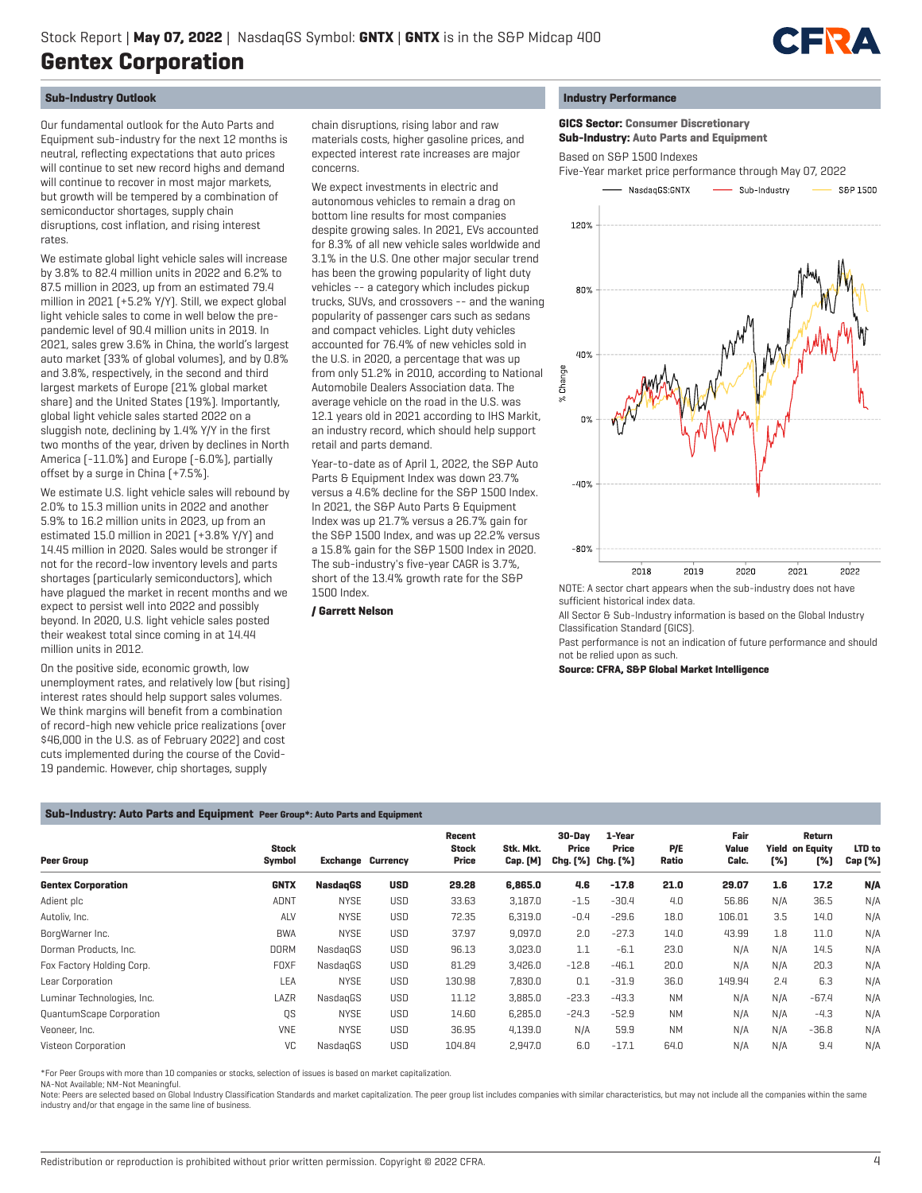# Gentex Corporation

Stock Report | **May 07, 2022** | NasdaqGS Symbol: **GNTX** | **GNTX** is in the S&P Midcap 400

## Sub-Industry Outlook

Our fundamental outlook for the Auto Parts and Equipment sub-industry for the next 12 months is neutral, reflecting expectations that auto prices will continue to set new record highs and demand will continue to recover in most major markets, but growth will be tempered by a combination of semiconductor shortages, supply chain disruptions, cost inflation, and rising interest rates.

We estimate global light vehicle sales will increase by 3.8% to 82.4 million units in 2022 and 6.2% to 87.5 million in 2023, up from an estimated 79.4 million in 2021 (+5.2% Y/Y). Still, we expect global light vehicle sales to come in well below the pre-pandemic level of 90.4 million units in 2019. In 2021, sales grew 3.6% in China, the world's largest auto market (33% of global volumes), and by 0.8% and 3.8%, respectively, in the second and third largest markets of Europe (21% global market share) and the United States (19%). Importantly, global light vehicle sales started 2022 on a sluggish note, declining by 1.4% Y/Y in the first two months of the year, driven by declines in North America (-11.0%) and Europe (-6.0%), partially offset by a surge in China (+7.5%).

We estimate U.S. light vehicle sales will rebound by 2.0% to 15.3 million units in 2022 and another 5.9% to 16.2 million units in 2023, up from an estimated 15.0 million in 2021 (+3.8% Y/Y) and 14.45 million in 2020. Sales would be stronger if not for the record-low inventory levels and parts shortages (particularly semiconductors), which have plagued the market in recent months and we expect to persist well into 2022 and possibly beyond. In 2020, U.S. light vehicle sales posted their weakest total since coming in at 14.44 million units in 2012.

On the positive side, economic growth, low unemployment rates, and relatively low (but rising) interest rates should help support sales volumes. We think margins will benefit from a combination of record-high new vehicle price realizations (over $46,000 in the U.S. as of February 2022) and cost cuts implemented during the course of the Covid-19 pandemic. However, chip shortages, supply chain disruptions, rising labor and raw materials costs, higher gasoline prices, and expected interest rate increases are major concerns.

We expect investments in electric and autonomous vehicles to remain a drag on bottom line results for most companies despite growing sales. In 2021, EVs accounted for 8.3% of all new vehicle sales worldwide and 3.1% in the U.S. One other major secular trend has been the growing popularity of light duty vehicles -- a category which includes pickup trucks, SUVs, and crossovers -- and the waning popularity of passenger cars such as sedans and compact vehicles. Light duty vehicles accounted for 76.4% of new vehicles sold in the U.S. in 2020, a percentage that was up from only 51.2% in 2010, according to National Automobile Dealers Association data. The average vehicle on the road in the U.S. was 12.1 years old in 2021 according to IHS Markit, an industry record, which should help support retail and parts demand.

Year-to-date as of April 1, 2022, the S&P Auto Parts & Equipment Index was down 23.7% versus a 4.6% decline for the S&P 1500 Index. In 2021, the S&P Auto Parts & Equipment Index was up 21.7% versus a 26.7% gain for the S&P 1500 Index, and was up 22.2% versus a 15.8% gain for the S&P 1500 Index in 2020. The sub-industry's five-year CAGR is 3.7%, short of the 13.4% growth rate for the S&P 1500 Index.

**/ Garrett Nelson**

## Industry Performance

**GICS Sector: Consumer Discretionary**
**Sub-Industry: Auto Parts and Equipment**

Based on S&P 1500 Indexes
Five-Year market price performance through May 07, 2022

NOTE: A sector chart appears when the sub-industry does not have sufficient historical index data.

All Sector & Sub-Industry information is based on the Global Industry Classification Standard (GICS).

Past performance is not an indication of future performance and should not be relied upon as such.

**Source: CFRA, S&P Global Market Intelligence**

## Sub-Industry: Auto Parts and Equipment  Peer Group*: Auto Parts and Equipment

| Peer Group | Stock Symbol | Exchange | Currency | Recent Stock Price | Stk. Mkt. Cap. (M) | 30-Day Price Chg. (%) | 1-Year Price Chg. (%) | P/E Ratio | Fair Value Calc. | Yield (%) | Return on Equity (%) | LTD to Cap (%) |
|---|---|---|---|---|---|---|---|---|---|---|---|---|
| **Gentex Corporation** | **GNTX** | **NasdaqGS** | **USD** | **29.28** | **6,865.0** | **4.6** | **-17.8** | **21.0** | **29.07** | **1.6** | **17.2** | **N/A** |
| Adient plc | ADNT | NYSE | USD | 33.63 | 3,187.0 | -1.5 | -30.4 | 4.0 | 56.86 | N/A | 36.5 | N/A |
| Autoliv, Inc. | ALV | NYSE | USD | 72.35 | 6,319.0 | -0.4 | -29.6 | 18.0 | 106.01 | 3.5 | 14.0 | N/A |
| BorgWarner Inc. | BWA | NYSE | USD | 37.97 | 9,097.0 | 2.0 | -27.3 | 14.0 | 43.99 | 1.8 | 11.0 | N/A |
| Dorman Products, Inc. | DORM | NasdaqGS | USD | 96.13 | 3,023.0 | 1.1 | -6.1 | 23.0 | N/A | N/A | 14.5 | N/A |
| Fox Factory Holding Corp. | FOXF | NasdaqGS | USD | 81.29 | 3,426.0 | -12.8 | -46.1 | 20.0 | N/A | N/A | 20.3 | N/A |
| Lear Corporation | LEA | NYSE | USD | 130.98 | 7,830.0 | 0.1 | -31.9 | 36.0 | 149.94 | 2.4 | 6.3 | N/A |
| Luminar Technologies, Inc. | LAZR | NasdaqGS | USD | 11.12 | 3,885.0 | -23.3 | -43.3 | NM | N/A | N/A | -67.4 | N/A |
| QuantumScape Corporation | QS | NYSE | USD | 14.60 | 6,285.0 | -24.3 | -52.9 | NM | N/A | N/A | -4.3 | N/A |
| Veoneer, Inc. | VNE | NYSE | USD | 36.95 | 4,139.0 | N/A | 59.9 | NM | N/A | N/A | -36.8 | N/A |
| Visteon Corporation | VC | NasdaqGS | USD | 104.84 | 2,947.0 | 6.0 | -17.1 | 64.0 | N/A | N/A | 9.4 | N/A |

*For Peer Groups with more than 10 companies or stocks, selection of issues is based on market capitalization.
NA-Not Available; NM-Not Meaningful.
Note: Peers are selected based on Global Industry Classification Standards and market capitalization. The peer group list includes companies with similar characteristics, but may not include all the companies within the same industry and/or that engage in the same line of business.

Redistribution or reproduction is prohibited without prior written permission. Copyright © 2022 CFRA.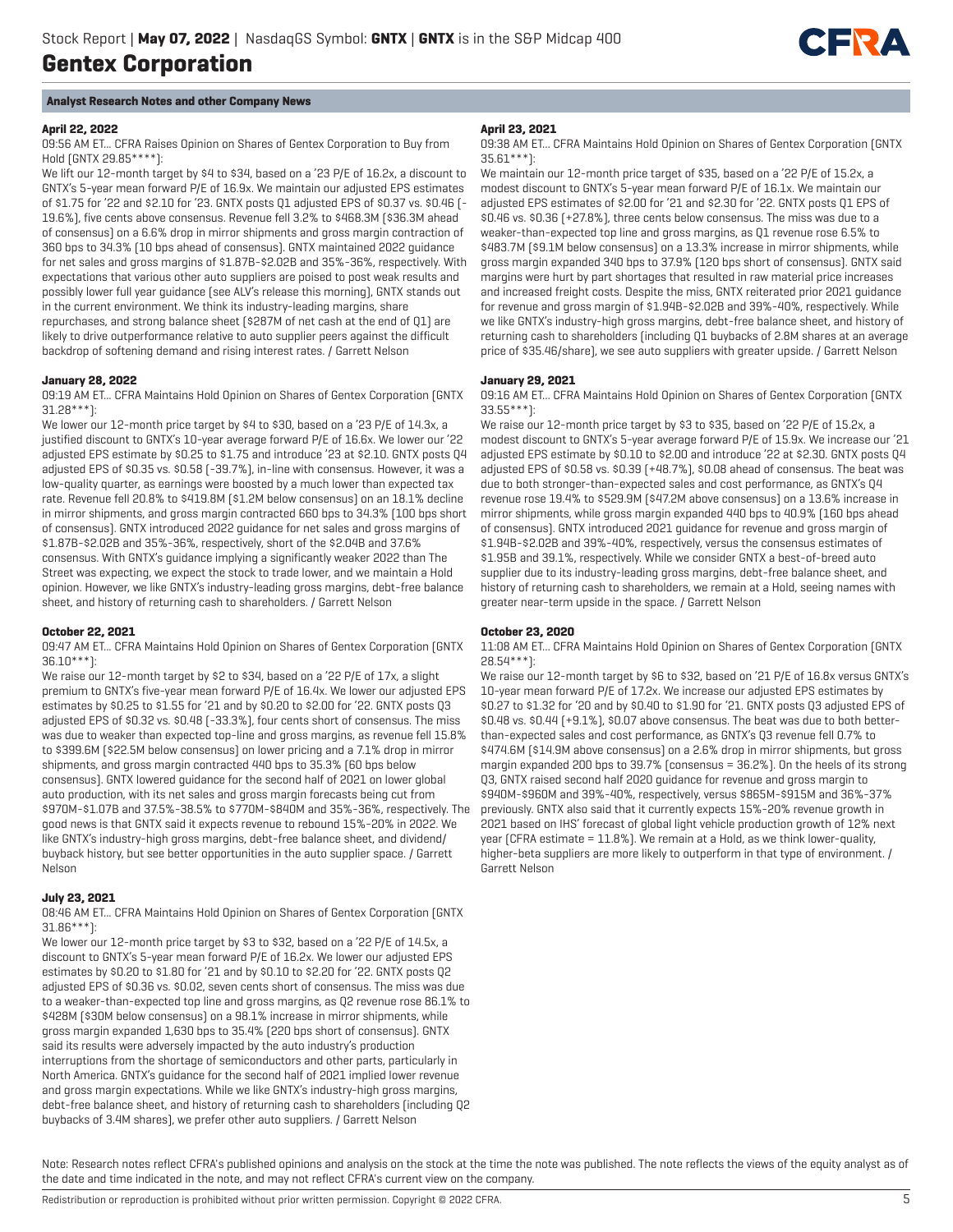## Analyst Research Notes and other Company News

**April 22, 2022**

09:56 AM ET... CFRA Raises Opinion on Shares of Gentex Corporation to Buy from Hold (GNTX 29.85****):

We lift our 12-month target by $4 to $34, based on a '23 P/E of 16.2x, a discount to GNTX's 5-year mean forward P/E of 16.9x. We maintain our adjusted EPS estimates of $1.75 for '22 and $2.10 for '23. GNTX posts Q1 adjusted EPS of $0.37 vs. $0.46 (-19.6%), five cents above consensus. Revenue fell 3.2% to $468.3M ($36.3M ahead of consensus) on a 6.6% drop in mirror shipments and gross margin contraction of 360 bps to 34.3% (10 bps ahead of consensus). GNTX maintained 2022 guidance for net sales and gross margins of $1.87B-$2.02B and 35%-36%, respectively. With expectations that various other auto suppliers are poised to post weak results and possibly lower full year guidance (see ALV's release this morning), GNTX stands out in the current environment. We think its industry-leading margins, share repurchases, and strong balance sheet ($287M of net cash at the end of Q1) are likely to drive outperformance relative to auto supplier peers against the difficult backdrop of softening demand and rising interest rates. / Garrett Nelson

**January 28, 2022**

09:19 AM ET... CFRA Maintains Hold Opinion on Shares of Gentex Corporation (GNTX 31.28***):

We lower our 12-month price target by $4 to $30, based on a '23 P/E of 14.3x, a justified discount to GNTX's 10-year average forward P/E of 16.6x. We lower our '22 adjusted EPS estimate by $0.25 to $1.75 and introduce '23 at $2.10. GNTX posts Q4 adjusted EPS of $0.35 vs. $0.58 (-39.7%), in-line with consensus. However, it was a low-quality quarter, as earnings were boosted by a much lower than expected tax rate. Revenue fell 20.8% to $419.8M ($1.2M below consensus) on an 18.1% decline in mirror shipments, and gross margin contracted 660 bps to 34.3% (100 bps short of consensus). GNTX introduced 2022 guidance for net sales and gross margins of $1.87B-$2.02B and 35%-36%, respectively, short of the $2.04B and 37.6% consensus. With GNTX's guidance implying a significantly weaker 2022 than The Street was expecting, we expect the stock to trade lower, and we maintain a Hold opinion. However, we like GNTX's industry-leading gross margins, debt-free balance sheet, and history of returning cash to shareholders. / Garrett Nelson

**October 22, 2021**

09:47 AM ET... CFRA Maintains Hold Opinion on Shares of Gentex Corporation (GNTX 36.10***):

We raise our 12-month target by $2 to $34, based on a '22 P/E of 17x, a slight premium to GNTX's five-year mean forward P/E of 16.4x. We lower our adjusted EPS estimates by $0.25 to $1.55 for '21 and by $0.20 to $2.00 for '22. GNTX posts Q3 adjusted EPS of $0.32 vs. $0.48 (-33.3%), four cents short of consensus. The miss was due to weaker than expected top-line and gross margins, as revenue fell 15.8% to $399.6M ($22.5M below consensus) on lower pricing and a 7.1% drop in mirror shipments, and gross margin contracted 440 bps to 35.3% (60 bps below consensus). GNTX lowered guidance for the second half of 2021 on lower global auto production, with its net sales and gross margin forecasts being cut from $970M-$1.07B and 37.5%-38.5% to $770M-$840M and 35%-36%, respectively. The good news is that GNTX said it expects revenue to rebound 15%-20% in 2022. We like GNTX's industry-high gross margins, debt-free balance sheet, and dividend/buyback history, but see better opportunities in the auto supplier space. / Garrett Nelson

**July 23, 2021**

08:46 AM ET... CFRA Maintains Hold Opinion on Shares of Gentex Corporation (GNTX 31.86***):

We lower our 12-month price target by $3 to $32, based on a '22 P/E of 14.5x, a discount to GNTX's 5-year mean forward P/E of 16.2x. We lower our adjusted EPS estimates by $0.20 to $1.80 for '21 and by $0.10 to $2.20 for '22. GNTX posts Q2 adjusted EPS of $0.36 vs. $0.02, seven cents short of consensus. The miss was due to a weaker-than-expected top line and gross margins, as Q2 revenue rose 86.1% to $428M ($30M below consensus) on a 98.1% increase in mirror shipments, while gross margin expanded 1,630 bps to 35.4% (220 bps short of consensus). GNTX said its results were adversely impacted by the auto industry's production interruptions from the shortage of semiconductors and other parts, particularly in North America. GNTX's guidance for the second half of 2021 implied lower revenue and gross margin expectations. While we like GNTX's industry-high gross margins, debt-free balance sheet, and history of returning cash to shareholders (including Q2 buybacks of 3.4M shares), we prefer other auto suppliers. / Garrett Nelson

**April 23, 2021**

09:38 AM ET... CFRA Maintains Hold Opinion on Shares of Gentex Corporation (GNTX 35.61***):

We maintain our 12-month price target of $35, based on a '22 P/E of 15.2x, a modest discount to GNTX's 5-year mean forward P/E of 16.1x. We maintain our adjusted EPS estimates of $2.00 for '21 and $2.30 for '22. GNTX posts Q1 EPS of $0.46 vs. $0.36 (+27.8%), three cents below consensus. The miss was due to a weaker-than-expected top line and gross margins, as Q1 revenue rose 6.5% to $483.7M ($9.1M below consensus) on a 13.3% increase in mirror shipments, while gross margin expanded 340 bps to 37.9% (120 bps short of consensus). GNTX said margins were hurt by part shortages that resulted in raw material price increases and increased freight costs. Despite the miss, GNTX reiterated prior 2021 guidance for revenue and gross margin of $1.94B-$2.02B and 39%-40%, respectively. While we like GNTX's industry-high gross margins, debt-free balance sheet, and history of returning cash to shareholders (including Q1 buybacks of 2.8M shares at an average price of $35.46/share), we see auto suppliers with greater upside. / Garrett Nelson

**January 29, 2021**

09:16 AM ET... CFRA Maintains Hold Opinion on Shares of Gentex Corporation (GNTX 33.55***):

We raise our 12-month price target by $3 to $35, based on '22 P/E of 15.2x, a modest discount to GNTX's 5-year average forward P/E of 15.9x. We increase our '21 adjusted EPS estimate by $0.10 to $2.00 and introduce '22 at $2.30. GNTX posts Q4 adjusted EPS of $0.58 vs. $0.39 (+48.7%), $0.08 ahead of consensus. The beat was due to both stronger-than-expected sales and cost performance, as GNTX's Q4 revenue rose 19.4% to $529.9M ($47.2M above consensus) on a 13.6% increase in mirror shipments, while gross margin expanded 440 bps to 40.9% (160 bps ahead of consensus). GNTX introduced 2021 guidance for revenue and gross margin of $1.94B-$2.02B and 39%-40%, respectively, versus the consensus estimates of $1.95B and 39.1%, respectively. While we consider GNTX a best-of-breed auto supplier due to its industry-leading gross margins, debt-free balance sheet, and history of returning cash to shareholders, we remain at a Hold, seeing names with greater near-term upside in the space. / Garrett Nelson

**October 23, 2020**

11:08 AM ET... CFRA Maintains Hold Opinion on Shares of Gentex Corporation (GNTX 28.54***):

We raise our 12-month price target by $6 to $32, based on '21 P/E of 16.8x versus GNTX's 10-year mean forward P/E of 17.2x. We increase our adjusted EPS estimates by $0.27 to $1.32 for '20 and by $0.40 to $1.90 for '21. GNTX posts Q3 adjusted EPS of $0.48 vs. $0.44 (+9.1%), $0.07 above consensus. The beat was due to both better-than-expected sales and cost performance, as GNTX's Q3 revenue fell 0.7% to $474.6M ($14.9M above consensus) on a 2.6% drop in mirror shipments, but gross margin expanded 200 bps to 39.7% (consensus = 36.2%). On the heels of its strong Q3, GNTX raised second half 2020 guidance for revenue and gross margin to $940M-$960M and 39%-40%, respectively, versus $865M-$915M and 36%-37% previously. GNTX also said that it currently expects 15%-20% revenue growth in 2021 based on IHS' forecast of global light vehicle production growth of 12% next year (CFRA estimate = 11.8%). We remain at a Hold, as we think lower-quality, higher-beta suppliers are more likely to outperform in that type of environment. / Garrett Nelson

Note: Research notes reflect CFRA's published opinions and analysis on the stock at the time the note was published. The note reflects the views of the equity analyst as of the date and time indicated in the note, and may not reflect CFRA's current view on the company.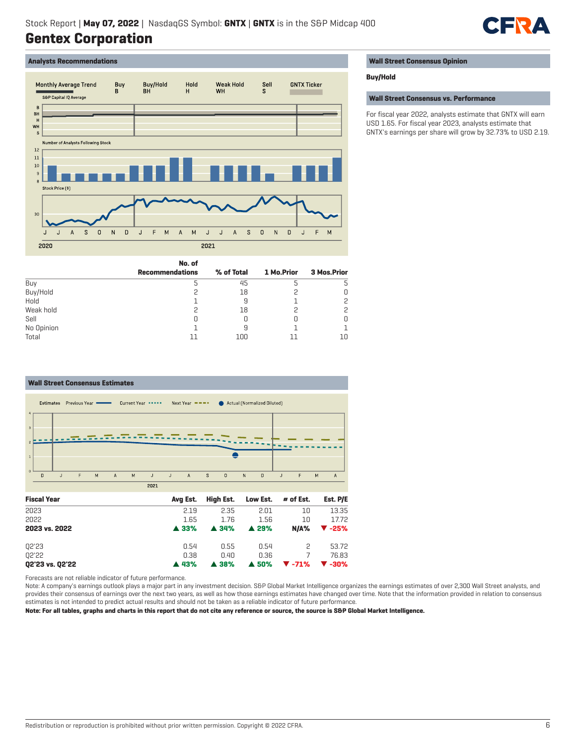# Gentex Corporation

Stock Report | **May 07, 2022** | NasdaqGS Symbol: **GNTX** | **GNTX** is in the S&P Midcap 400

## Analysts Recommendations

| | No. of Recommendations | % of Total | 1 Mo.Prior | 3 Mos.Prior |
|---|---|---|---|---|
| Buy | 5 | 45 | 5 | 5 |
| Buy/Hold | 2 | 18 | 2 | 0 |
| Hold | 1 | 9 | 1 | 2 |
| Weak hold | 2 | 18 | 2 | 2 |
| Sell | 0 | 0 | 0 | 0 |
| No Opinion | 1 | 9 | 1 | 1 |
| Total | 11 | 100 | 11 | 10 |

## Wall Street Consensus Opinion

**Buy/Hold**

## Wall Street Consensus vs. Performance

For fiscal year 2022, analysts estimate that GNTX will earn USD 1.65. For fiscal year 2023, analysts estimate that GNTX's earnings per share will grow by 32.73% to USD 2.19.

## Wall Street Consensus Estimates

| Fiscal Year | Avg Est. | High Est. | Low Est. | # of Est. | Est. P/E |
|---|---|---|---|---|---|
| 2023 | 2.19 | 2.35 | 2.01 | 10 | 13.35 |
| 2022 | 1.65 | 1.76 | 1.56 | 10 | 17.72 |
| **2023 vs. 2022** | **▲ 33%** | **▲ 34%** | **▲ 29%** | **N/A%** | **▼ -25%** |
| | | | | | |
| Q2'23 | 0.54 | 0.55 | 0.54 | 2 | 53.72 |
| Q2'22 | 0.38 | 0.40 | 0.36 | 7 | 76.83 |
| **Q2'23 vs. Q2'22** | **▲ 43%** | **▲ 38%** | **▲ 50%** | **▼ -71%** | **▼ -30%** |

Forecasts are not reliable indicator of future performance.

Note: A company's earnings outlook plays a major part in any investment decision. S&P Global Market Intelligence organizes the earnings estimates of over 2,300 Wall Street analysts, and provides their consensus of earnings over the next two years, as well as how those earnings estimates have changed over time. Note that the information provided in relation to consensus estimates is not intended to predict actual results and should not be taken as a reliable indicator of future performance.

**Note: For all tables, graphs and charts in this report that do not cite any reference or source, the source is S&P Global Market Intelligence.**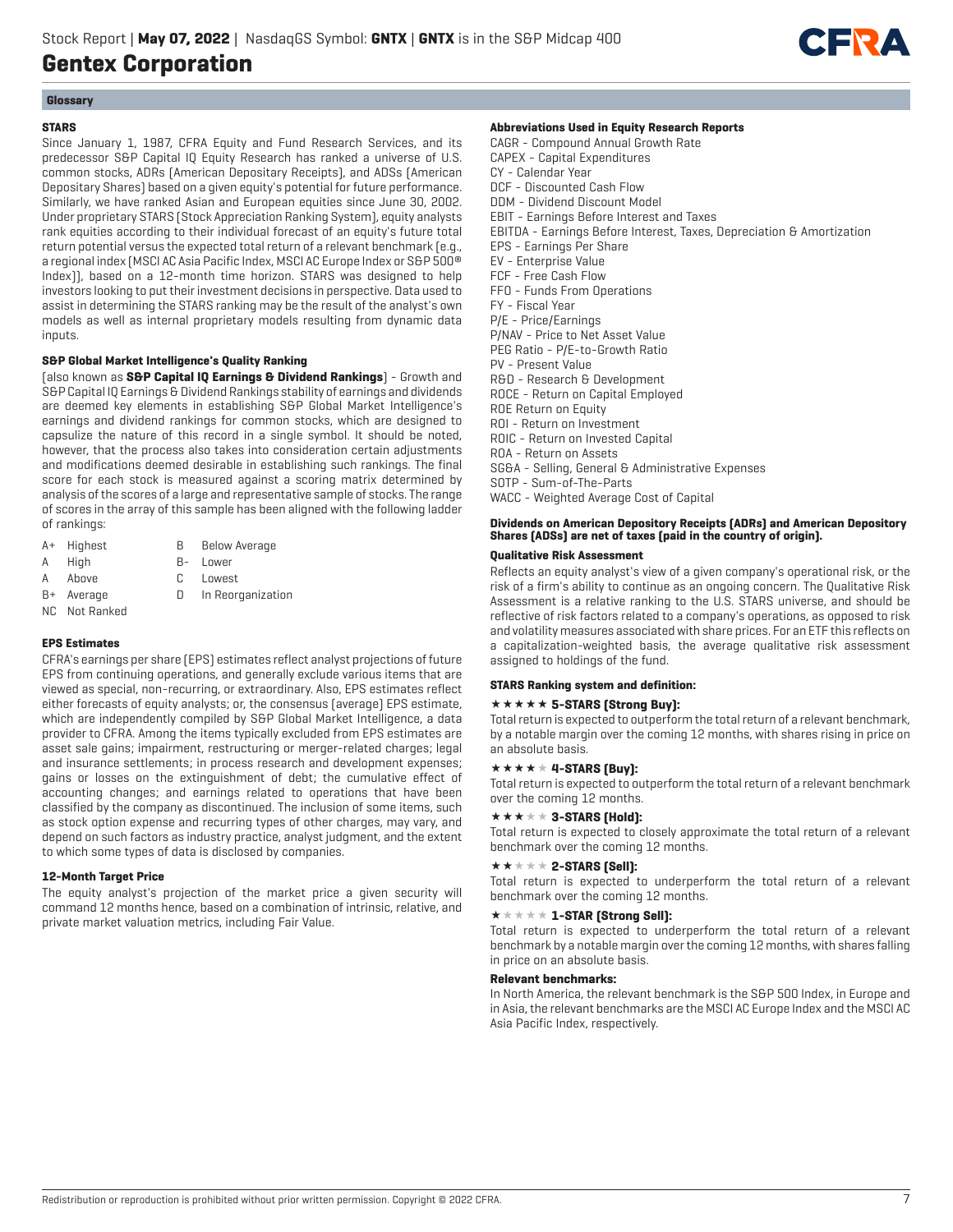## Glossary

### STARS

Since January 1, 1987, CFRA Equity and Fund Research Services, and its predecessor S&P Capital IQ Equity Research has ranked a universe of U.S. common stocks, ADRs (American Depositary Receipts), and ADSs (American Depositary Shares) based on a given equity's potential for future performance. Similarly, we have ranked Asian and European equities since June 30, 2002. Under proprietary STARS (Stock Appreciation Ranking System), equity analysts rank equities according to their individual forecast of an equity's future total return potential versus the expected total return of a relevant benchmark (e.g., a regional index (MSCI AC Asia Pacific Index, MSCI AC Europe Index or S&P 500® Index)), based on a 12-month time horizon. STARS was designed to help investors looking to put their investment decisions in perspective. Data used to assist in determining the STARS ranking may be the result of the analyst's own models as well as internal proprietary models resulting from dynamic data inputs.

### S&P Global Market Intelligence's Quality Ranking

(also known as **S&P Capital IQ Earnings & Dividend Rankings**) - Growth and S&P Capital IQ Earnings & Dividend Rankings stability of earnings and dividends are deemed key elements in establishing S&P Global Market Intelligence's earnings and dividend rankings for common stocks, which are designed to capsulize the nature of this record in a single symbol. It should be noted, however, that the process also takes into consideration certain adjustments and modifications deemed desirable in establishing such rankings. The final score for each stock is measured against a scoring matrix determined by analysis of the scores of a large and representative sample of stocks. The range of scores in the array of this sample has been aligned with the following ladder of rankings:

| | | | |
|---|---|---|---|
| A+ | Highest | B | Below Average |
| A | High | B- | Lower |
| A | Above | C | Lowest |
| B+ | Average | D | In Reorganization |
| NC | Not Ranked | | |

### EPS Estimates

CFRA's earnings per share (EPS) estimates reflect analyst projections of future EPS from continuing operations, and generally exclude various items that are viewed as special, non-recurring, or extraordinary. Also, EPS estimates reflect either forecasts of equity analysts; or, the consensus (average) EPS estimate, which are independently compiled by S&P Global Market Intelligence, a data provider to CFRA. Among the items typically excluded from EPS estimates are asset sale gains; impairment, restructuring or merger-related charges; legal and insurance settlements; in process research and development expenses; gains or losses on the extinguishment of debt; the cumulative effect of accounting changes; and earnings related to operations that have been classified by the company as discontinued. The inclusion of some items, such as stock option expense and recurring types of other charges, may vary, and depend on such factors as industry practice, analyst judgment, and the extent to which some types of data is disclosed by companies.

### 12-Month Target Price

The equity analyst's projection of the market price a given security will command 12 months hence, based on a combination of intrinsic, relative, and private market valuation metrics, including Fair Value.

### Abbreviations Used in Equity Research Reports

CAGR - Compound Annual Growth Rate
CAPEX - Capital Expenditures
CY - Calendar Year
DCF - Discounted Cash Flow
DDM - Dividend Discount Model
EBIT - Earnings Before Interest and Taxes
EBITDA - Earnings Before Interest, Taxes, Depreciation & Amortization
EPS - Earnings Per Share
EV - Enterprise Value
FCF - Free Cash Flow
FFO - Funds From Operations
FY - Fiscal Year
P/E - Price/Earnings
P/NAV - Price to Net Asset Value
PEG Ratio - P/E-to-Growth Ratio
PV - Present Value
R&D - Research & Development
ROCE - Return on Capital Employed
ROE Return on Equity
ROI - Return on Investment
ROIC - Return on Invested Capital
ROA - Return on Assets
SG&A - Selling, General & Administrative Expenses
SOTP - Sum-of-The-Parts
WACC - Weighted Average Cost of Capital

**Dividends on American Depository Receipts (ADRs) and American Depository Shares (ADSs) are net of taxes (paid in the country of origin).**

### Qualitative Risk Assessment

Reflects an equity analyst's view of a given company's operational risk, or the risk of a firm's ability to continue as an ongoing concern. The Qualitative Risk Assessment is a relative ranking to the U.S. STARS universe, and should be reflective of risk factors related to a company's operations, as opposed to risk and volatility measures associated with share prices. For an ETF this reflects on a capitalization-weighted basis, the average qualitative risk assessment assigned to holdings of the fund.

### STARS Ranking system and definition:

★★★★★ **5-STARS (Strong Buy):**
Total return is expected to outperform the total return of a relevant benchmark, by a notable margin over the coming 12 months, with shares rising in price on an absolute basis.

★★★★★ **4-STARS (Buy):**
Total return is expected to outperform the total return of a relevant benchmark over the coming 12 months.

★★★★★ **3-STARS (Hold):**
Total return is expected to closely approximate the total return of a relevant benchmark over the coming 12 months.

★★★★★ **2-STARS (Sell):**
Total return is expected to underperform the total return of a relevant benchmark over the coming 12 months.

★★★★★ **1-STAR (Strong Sell):**
Total return is expected to underperform the total return of a relevant benchmark by a notable margin over the coming 12 months, with shares falling in price on an absolute basis.

**Relevant benchmarks:**
In North America, the relevant benchmark is the S&P 500 Index, in Europe and in Asia, the relevant benchmarks are the MSCI AC Europe Index and the MSCI AC Asia Pacific Index, respectively.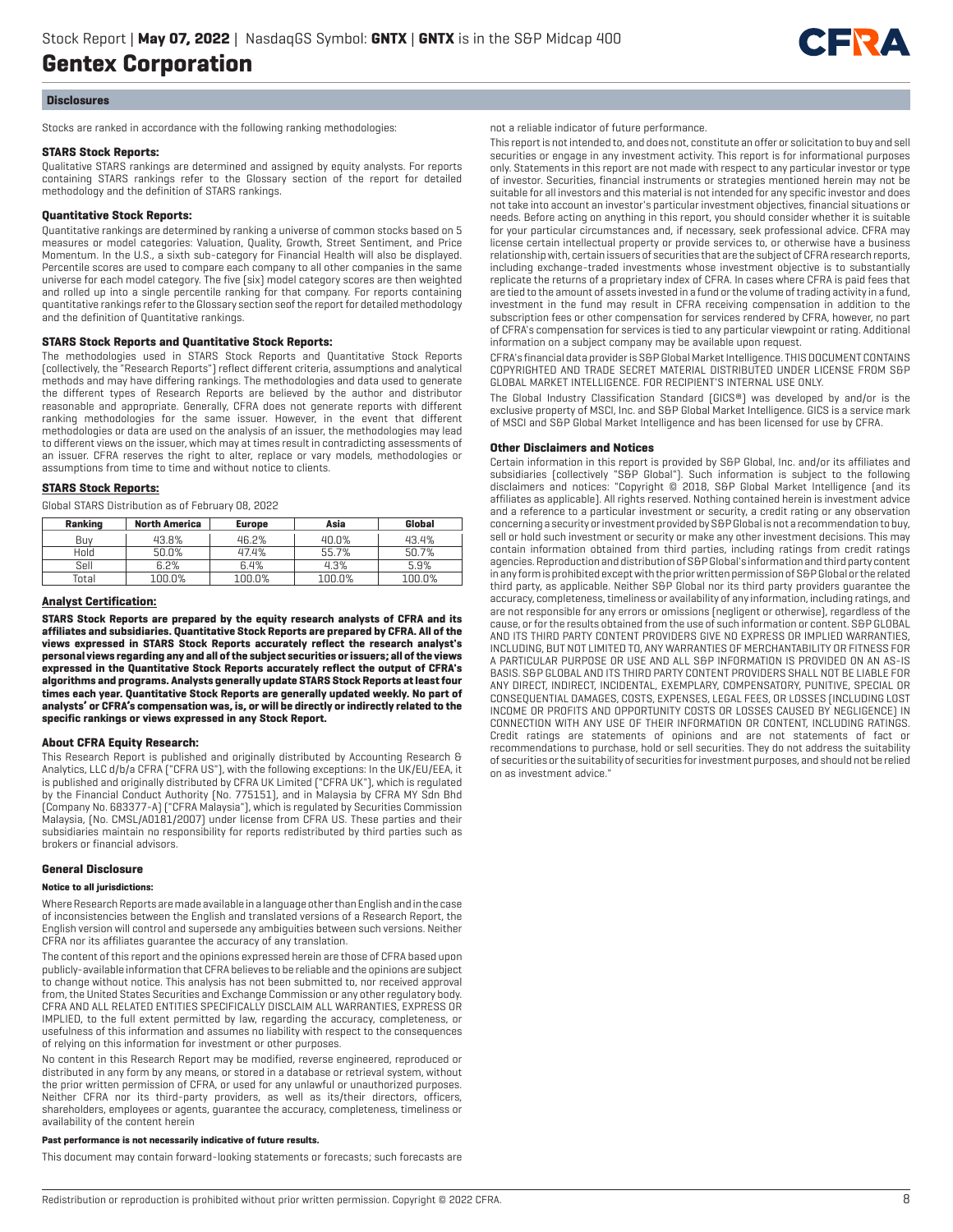## Disclosures

Stocks are ranked in accordance with the following ranking methodologies:

### STARS Stock Reports:

Qualitative STARS rankings are determined and assigned by equity analysts. For reports containing STARS rankings refer to the Glossary section of the report for detailed methodology and the definition of STARS rankings.

### Quantitative Stock Reports:

Quantitative rankings are determined by ranking a universe of common stocks based on 5 measures or model categories: Valuation, Quality, Growth, Street Sentiment, and Price Momentum. In the U.S., a sixth sub-category for Financial Health will also be displayed. Percentile scores are used to compare each company to all other companies in the same universe for each model category. The five (six) model category scores are then weighted and rolled up into a single percentile ranking for that company. For reports containing quantitative rankings refer to the Glossary section seof the report for detailed methodology and the definition of Quantitative rankings.

### STARS Stock Reports and Quantitative Stock Reports:

The methodologies used in STARS Stock Reports and Quantitative Stock Reports (collectively, the "Research Reports") reflect different criteria, assumptions and analytical methods and may have differing rankings. The methodologies and data used to generate the different types of Research Reports are believed by the author and distributor reasonable and appropriate. Generally, CFRA does not generate reports with different ranking methodologies for the same issuer. However, in the event that different methodologies or data are used on the analysis of an issuer, the methodologies may lead to different views on the issuer, which may at times result in contradicting assessments of an issuer. CFRA reserves the right to alter, replace or vary models, methodologies or assumptions from time to time and without notice to clients.

### STARS Stock Reports:

Global STARS Distribution as of February 08, 2022

| Ranking | North America | Europe | Asia | Global |
|---|---|---|---|---|
| Buy | 43.8% | 46.2% | 40.0% | 43.4% |
| Hold | 50.0% | 47.4% | 55.7% | 50.7% |
| Sell | 6.2% | 6.4% | 4.3% | 5.9% |
| Total | 100.0% | 100.0% | 100.0% | 100.0% |

### Analyst Certification:

**STARS Stock Reports are prepared by the equity research analysts of CFRA and its affiliates and subsidiaries. Quantitative Stock Reports are prepared by CFRA. All of the views expressed in STARS Stock Reports accurately reflect the research analyst's personal views regarding any and all of the subject securities or issuers; all of the views expressed in the Quantitative Stock Reports accurately reflect the output of CFRA's algorithms and programs. Analysts generally update STARS Stock Reports at least four times each year. Quantitative Stock Reports are generally updated weekly. No part of analysts' or CFRA's compensation was, is, or will be directly or indirectly related to the specific rankings or views expressed in any Stock Report.**

### About CFRA Equity Research:

This Research Report is published and originally distributed by Accounting Research & Analytics, LLC d/b/a CFRA ("CFRA US"), with the following exceptions: In the UK/EU/EEA, it is published and originally distributed by CFRA UK Limited ("CFRA UK"), which is regulated by the Financial Conduct Authority (No. 775151), and in Malaysia by CFRA MY Sdn Bhd (Company No. 683377-A) ("CFRA Malaysia"), which is regulated by Securities Commission Malaysia, (No. CMSL/A0181/2007) under license from CFRA US. These parties and their subsidiaries maintain no responsibility for reports redistributed by third parties such as brokers or financial advisors.

### General Disclosure

**Notice to all jurisdictions:**

Where Research Reports are made available in a language other than English and in the case of inconsistencies between the English and translated versions of a Research Report, the English version will control and supersede any ambiguities between such versions. Neither CFRA nor its affiliates guarantee the accuracy of any translation.

The content of this report and the opinions expressed herein are those of CFRA based upon publicly-available information that CFRA believes to be reliable and the opinions are subject to change without notice. This analysis has not been submitted to, nor received approval from, the United States Securities and Exchange Commission or any other regulatory body. CFRA AND ALL RELATED ENTITIES SPECIFICALLY DISCLAIM ALL WARRANTIES, EXPRESS OR IMPLIED, to the full extent permitted by law, regarding the accuracy, completeness, or usefulness of this information and assumes no liability with respect to the consequences of relying on this information for investment or other purposes.

No content in this Research Report may be modified, reverse engineered, reproduced or distributed in any form by any means, or stored in a database or retrieval system, without the prior written permission of CFRA, or used for any unlawful or unauthorized purposes. Neither CFRA nor its third-party providers, as well as its/their directors, officers, shareholders, employees or agents, guarantee the accuracy, completeness, timeliness or availability of the content herein

**Past performance is not necessarily indicative of future results.**

This document may contain forward-looking statements or forecasts; such forecasts are not a reliable indicator of future performance.

This report is not intended to, and does not, constitute an offer or solicitation to buy and sell securities or engage in any investment activity. This report is for informational purposes only. Statements in this report are not made with respect to any particular investor or type of investor. Securities, financial instruments or strategies mentioned herein may not be suitable for all investors and this material is not intended for any specific investor and does not take into account an investor's particular investment objectives, financial situations or needs. Before acting on anything in this report, you should consider whether it is suitable for your particular circumstances and, if necessary, seek professional advice. CFRA may license certain intellectual property or provide services to, or otherwise have a business relationship with, certain issuers of securities that are the subject of CFRA research reports, including exchange-traded investments whose investment objective is to substantially replicate the returns of a proprietary index of CFRA. In cases where CFRA is paid fees that are tied to the amount of assets invested in a fund or the volume of trading activity in a fund, investment in the fund may result in CFRA receiving compensation in addition to the subscription fees or other compensation for services rendered by CFRA, however, no part of CFRA's compensation for services is tied to any particular viewpoint or rating. Additional information on a subject company may be available upon request.

CFRA's financial data provider is S&P Global Market Intelligence. THIS DOCUMENT CONTAINS COPYRIGHTED AND TRADE SECRET MATERIAL DISTRIBUTED UNDER LICENSE FROM S&P GLOBAL MARKET INTELLIGENCE. FOR RECIPIENT'S INTERNAL USE ONLY.

The Global Industry Classification Standard (GICS®) was developed by and/or is the exclusive property of MSCI, Inc. and S&P Global Market Intelligence. GICS is a service mark of MSCI and S&P Global Market Intelligence and has been licensed for use by CFRA.

### Other Disclaimers and Notices

Certain information in this report is provided by S&P Global, Inc. and/or its affiliates and subsidiaries (collectively "S&P Global"). Such information is subject to the following disclaimers and notices: "Copyright © 2018, S&P Global Market Intelligence (and its affiliates as applicable). All rights reserved. Nothing contained herein is investment advice and a reference to a particular investment or security, a credit rating or any observation concerning a security or investment provided by S&P Global is not a recommendation to buy, sell or hold such investment or security or make any other investment decisions. This may contain information obtained from third parties, including ratings from credit ratings agencies. Reproduction and distribution of S&P Global's information and third party content in any form is prohibited except with the prior written permission of S&P Global or the related third party, as applicable. Neither S&P Global nor its third party providers guarantee the accuracy, completeness, timeliness or availability of any information, including ratings, and are not responsible for any errors or omissions (negligent or otherwise), regardless of the cause, or for the results obtained from the use of such information or content. S&P GLOBAL AND ITS THIRD PARTY CONTENT PROVIDERS GIVE NO EXPRESS OR IMPLIED WARRANTIES, INCLUDING, BUT NOT LIMITED TO, ANY WARRANTIES OF MERCHANTABILITY OR FITNESS FOR A PARTICULAR PURPOSE OR USE AND ALL S&P INFORMATION IS PROVIDED ON AN AS-IS BASIS. S&P GLOBAL AND ITS THIRD PARTY CONTENT PROVIDERS SHALL NOT BE LIABLE FOR ANY DIRECT, INDIRECT, INCIDENTAL, EXEMPLARY, COMPENSATORY, PUNITIVE, SPECIAL OR CONSEQUENTIAL DAMAGES, COSTS, EXPENSES, LEGAL FEES, OR LOSSES (INCLUDING LOST INCOME OR PROFITS AND OPPORTUNITY COSTS OR LOSSES CAUSED BY NEGLIGENCE) IN CONNECTION WITH ANY USE OF THEIR INFORMATION OR CONTENT, INCLUDING RATINGS. Credit ratings are statements of opinions and are not statements of fact or recommendations to purchase, hold or sell securities. They do not address the suitability of securities or the suitability of securities for investment purposes, and should not be relied on as investment advice."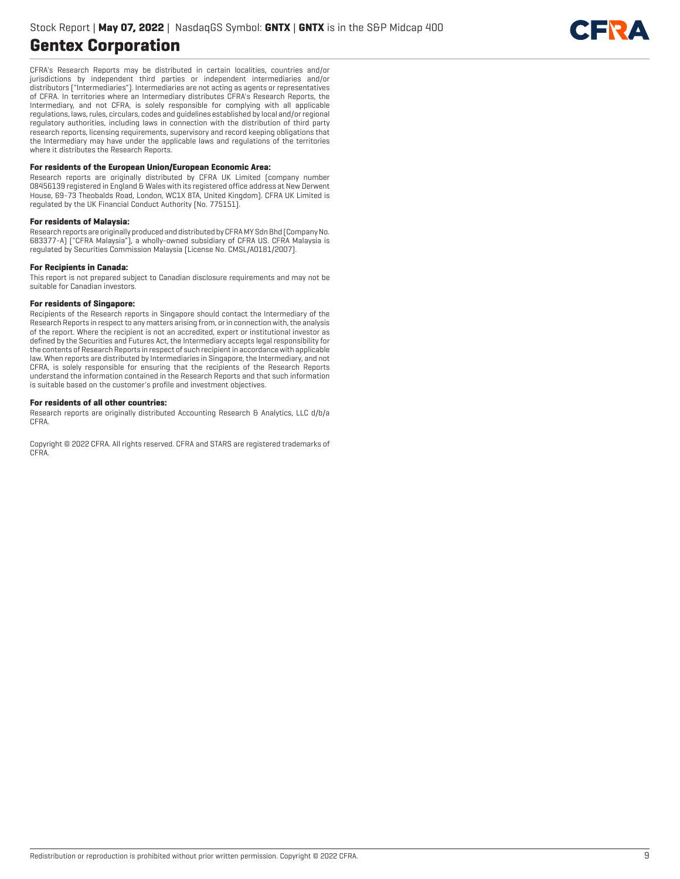CFRA's Research Reports may be distributed in certain localities, countries and/or jurisdictions by independent third parties or independent intermediaries and/or distributors ("Intermediaries"). Intermediaries are not acting as agents or representatives of CFRA. In territories where an Intermediary distributes CFRA's Research Reports, the Intermediary, and not CFRA, is solely responsible for complying with all applicable regulations, laws, rules, circulars, codes and guidelines established by local and/or regional regulatory authorities, including laws in connection with the distribution of third party research reports, licensing requirements, supervisory and record keeping obligations that the Intermediary may have under the applicable laws and regulations of the territories where it distributes the Research Reports.

**For residents of the European Union/European Economic Area:**
Research reports are originally distributed by CFRA UK Limited (company number 08456139 registered in England & Wales with its registered office address at New Derwent House, 69-73 Theobalds Road, London, WC1X 8TA, United Kingdom). CFRA UK Limited is regulated by the UK Financial Conduct Authority (No. 775151).

**For residents of Malaysia:**
Research reports are originally produced and distributed by CFRA MY Sdn Bhd (Company No. 683377-A) ("CFRA Malaysia"), a wholly-owned subsidiary of CFRA US. CFRA Malaysia is regulated by Securities Commission Malaysia (License No. CMSL/A0181/2007).

**For Recipients in Canada:**
This report is not prepared subject to Canadian disclosure requirements and may not be suitable for Canadian investors.

**For residents of Singapore:**
Recipients of the Research reports in Singapore should contact the Intermediary of the Research Reports in respect to any matters arising from, or in connection with, the analysis of the report. Where the recipient is not an accredited, expert or institutional investor as defined by the Securities and Futures Act, the Intermediary accepts legal responsibility for the contents of Research Reports in respect of such recipient in accordance with applicable law. When reports are distributed by Intermediaries in Singapore, the Intermediary, and not CFRA, is solely responsible for ensuring that the recipients of the Research Reports understand the information contained in the Research Reports and that such information is suitable based on the customer's profile and investment objectives.

**For residents of all other countries:**
Research reports are originally distributed Accounting Research & Analytics, LLC d/b/a CFRA.

Copyright © 2022 CFRA. All rights reserved. CFRA and STARS are registered trademarks of CFRA.